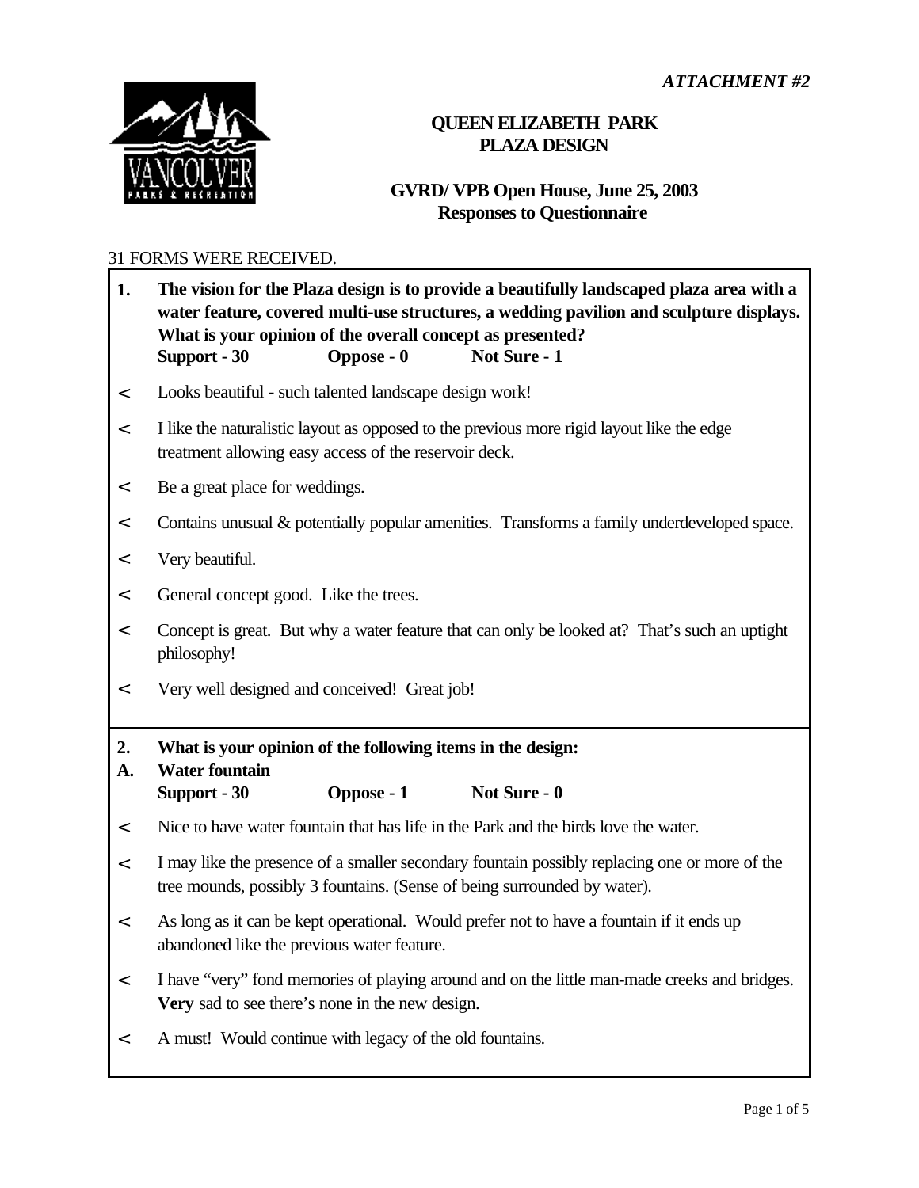*ATTACHMENT #2*

# QUEEN ELIZABETH PARK PLAZA DESIGN

## GVRD/ VPB Open House, June 25, 2003 Responses to Questionnaire

31 FORMS WERE RECEIVED.

**1. The vision for the Plaza design is to provide a beautifully landscaped plaza area with a water feature, covered multi-use structures, a wedding pavilion and sculpture displays. What is your opinion of the overall concept as presented?**
**Support - 30 Oppose - 0 Not Sure - 1**

- Looks beautiful - such talented landscape design work!
- I like the naturalistic layout as opposed to the previous more rigid layout like the edge treatment allowing easy access of the reservoir deck.
- Be a great place for weddings.
- Contains unusual & potentially popular amenities. Transforms a family underdeveloped space.
- Very beautiful.
- General concept good. Like the trees.
- Concept is great. But why a water feature that can only be looked at? That's such an uptight philosophy!
- Very well designed and conceived! Great job!

**2. What is your opinion of the following items in the design:**

**A. Water fountain**
**Support - 30 Oppose - 1 Not Sure - 0**

- Nice to have water fountain that has life in the Park and the birds love the water.
- I may like the presence of a smaller secondary fountain possibly replacing one or more of the tree mounds, possibly 3 fountains. (Sense of being surrounded by water).
- As long as it can be kept operational. Would prefer not to have a fountain if it ends up abandoned like the previous water feature.
- I have "very" fond memories of playing around and on the little man-made creeks and bridges. **Very** sad to see there's none in the new design.
- A must! Would continue with legacy of the old fountains.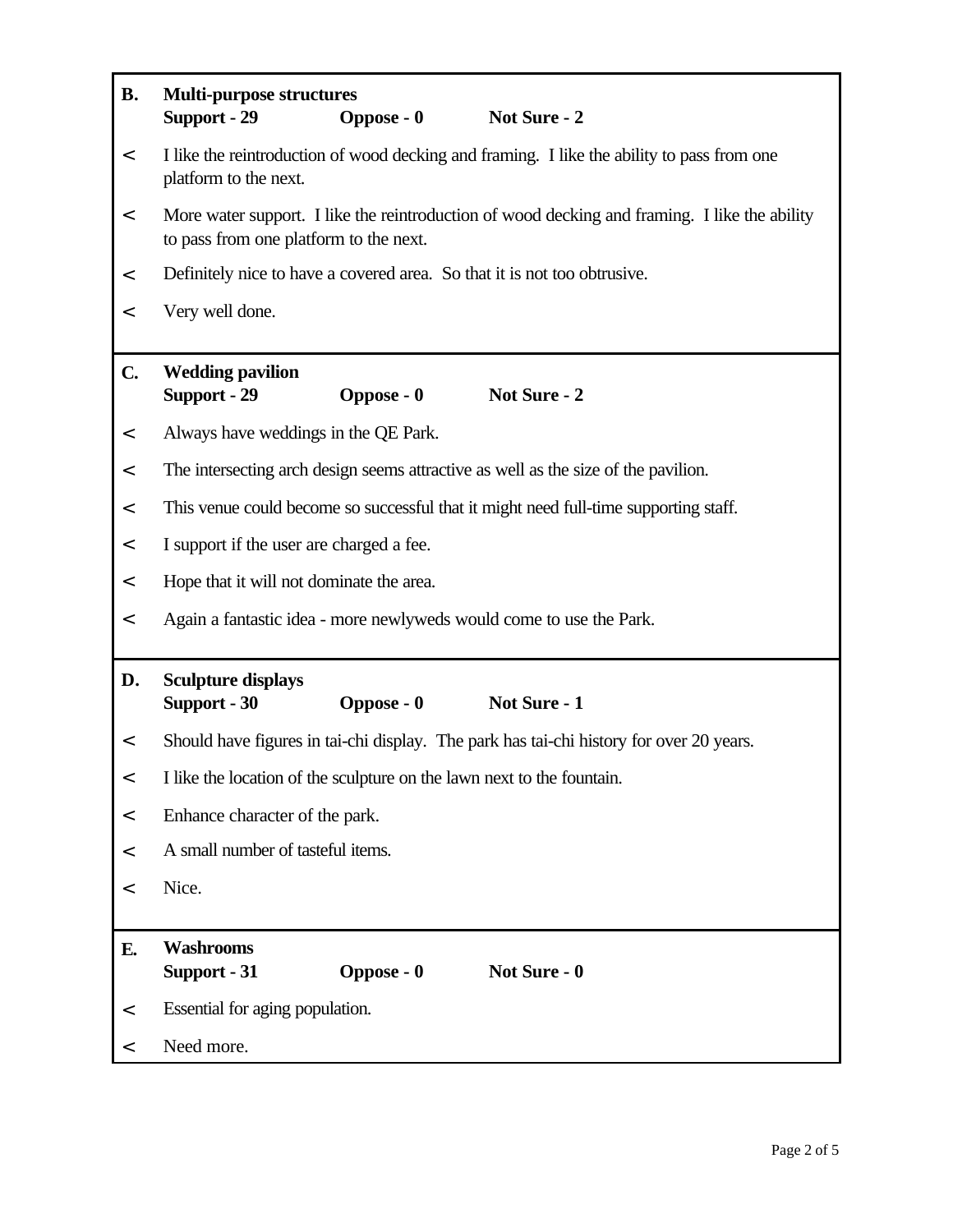**B.** **Multi-purpose structures**
**Support - 29** **Oppose - 0** **Not Sure - 2**

- I like the reintroduction of wood decking and framing. I like the ability to pass from one platform to the next.
- More water support. I like the reintroduction of wood decking and framing. I like the ability to pass from one platform to the next.
- Definitely nice to have a covered area. So that it is not too obtrusive.
- Very well done.

**C.** **Wedding pavilion**
**Support - 29** **Oppose - 0** **Not Sure - 2**

- Always have weddings in the QE Park.
- The intersecting arch design seems attractive as well as the size of the pavilion.
- This venue could become so successful that it might need full-time supporting staff.
- I support if the user are charged a fee.
- Hope that it will not dominate the area.
- Again a fantastic idea - more newlyweds would come to use the Park.

**D.** **Sculpture displays**
**Support - 30** **Oppose - 0** **Not Sure - 1**

- Should have figures in tai-chi display. The park has tai-chi history for over 20 years.
- I like the location of the sculpture on the lawn next to the fountain.
- Enhance character of the park.
- A small number of tasteful items.
- Nice.

**E.** **Washrooms**
**Support - 31** **Oppose - 0** **Not Sure - 0**

- Essential for aging population.
- Need more.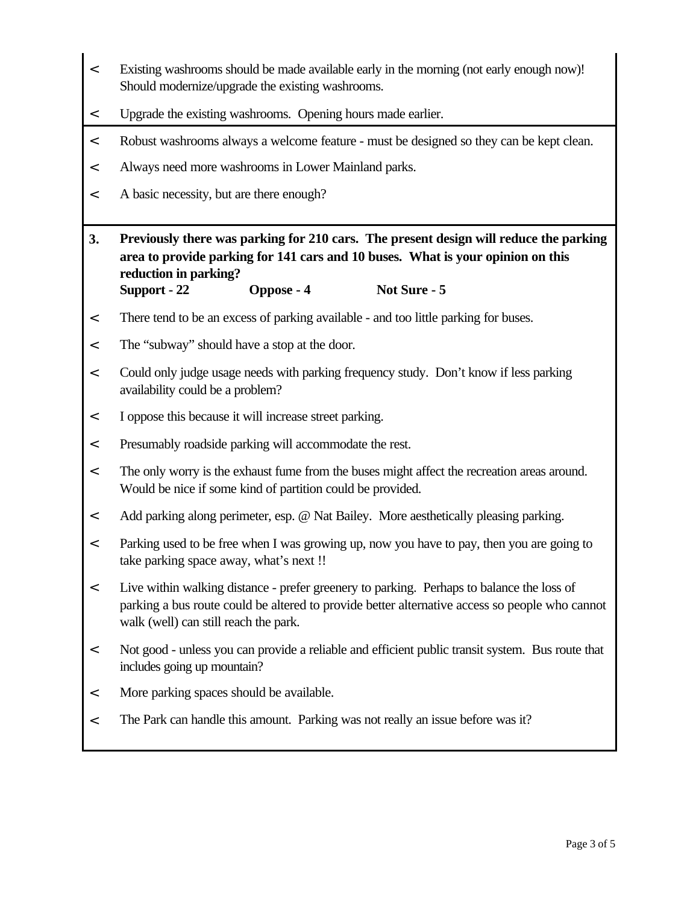- Existing washrooms should be made available early in the morning (not early enough now)! Should modernize/upgrade the existing washrooms.
- Upgrade the existing washrooms. Opening hours made earlier.
- Robust washrooms always a welcome feature - must be designed so they can be kept clean.
- Always need more washrooms in Lower Mainland parks.
- A basic necessity, but are there enough?

**3. Previously there was parking for 210 cars. The present design will reduce the parking area to provide parking for 141 cars and 10 buses. What is your opinion on this reduction in parking?**
**Support - 22 Oppose - 4 Not Sure - 5**

- There tend to be an excess of parking available - and too little parking for buses.
- The "subway" should have a stop at the door.
- Could only judge usage needs with parking frequency study. Don't know if less parking availability could be a problem?
- I oppose this because it will increase street parking.
- Presumably roadside parking will accommodate the rest.
- The only worry is the exhaust fume from the buses might affect the recreation areas around. Would be nice if some kind of partition could be provided.
- Add parking along perimeter, esp. @ Nat Bailey. More aesthetically pleasing parking.
- Parking used to be free when I was growing up, now you have to pay, then you are going to take parking space away, what's next !!
- Live within walking distance - prefer greenery to parking. Perhaps to balance the loss of parking a bus route could be altered to provide better alternative access so people who cannot walk (well) can still reach the park.
- Not good - unless you can provide a reliable and efficient public transit system. Bus route that includes going up mountain?
- More parking spaces should be available.
- The Park can handle this amount. Parking was not really an issue before was it?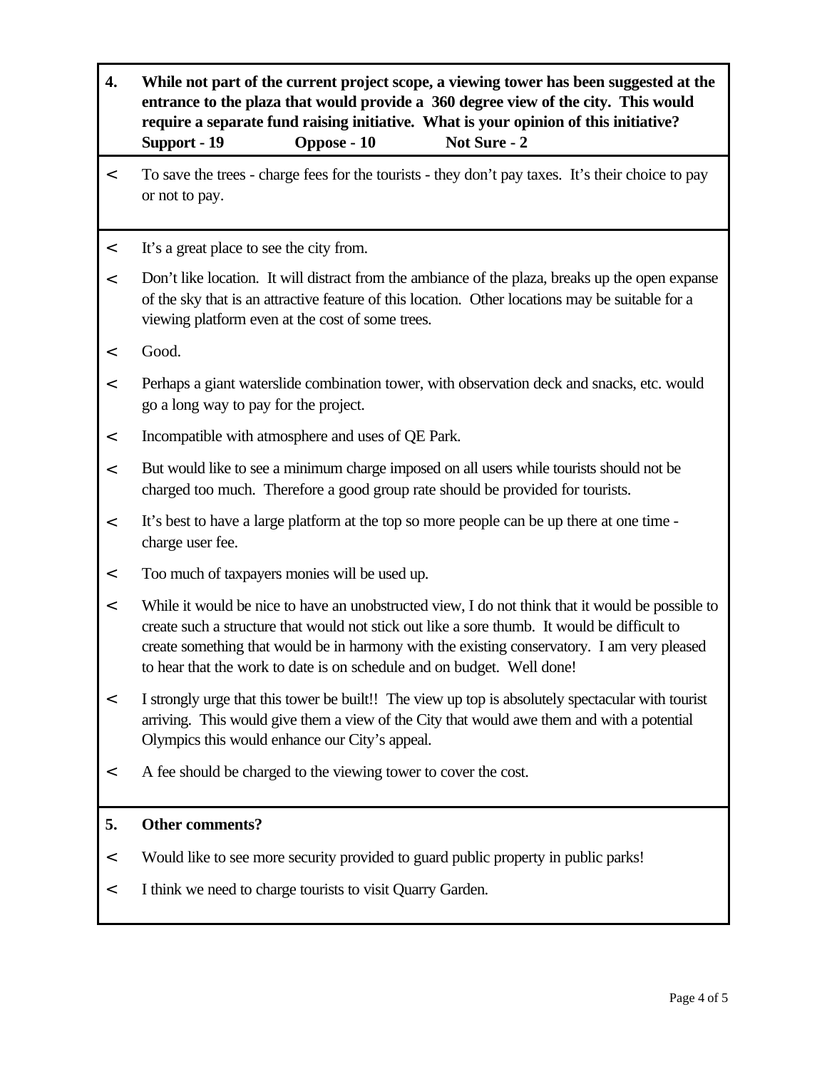**4. While not part of the current project scope, a viewing tower has been suggested at the entrance to the plaza that would provide a 360 degree view of the city. This would require a separate fund raising initiative. What is your opinion of this initiative?**
**Support - 19 Oppose - 10 Not Sure - 2**

- To save the trees - charge fees for the tourists - they don't pay taxes. It's their choice to pay or not to pay.

- It's a great place to see the city from.
- Don't like location. It will distract from the ambiance of the plaza, breaks up the open expanse of the sky that is an attractive feature of this location. Other locations may be suitable for a viewing platform even at the cost of some trees.
- Good.
- Perhaps a giant waterslide combination tower, with observation deck and snacks, etc. would go a long way to pay for the project.
- Incompatible with atmosphere and uses of QE Park.
- But would like to see a minimum charge imposed on all users while tourists should not be charged too much. Therefore a good group rate should be provided for tourists.
- It's best to have a large platform at the top so more people can be up there at one time - charge user fee.
- Too much of taxpayers monies will be used up.
- While it would be nice to have an unobstructed view, I do not think that it would be possible to create such a structure that would not stick out like a sore thumb. It would be difficult to create something that would be in harmony with the existing conservatory. I am very pleased to hear that the work to date is on schedule and on budget. Well done!
- I strongly urge that this tower be built!! The view up top is absolutely spectacular with tourist arriving. This would give them a view of the City that would awe them and with a potential Olympics this would enhance our City's appeal.
- A fee should be charged to the viewing tower to cover the cost.

**5. Other comments?**

- Would like to see more security provided to guard public property in public parks!
- I think we need to charge tourists to visit Quarry Garden.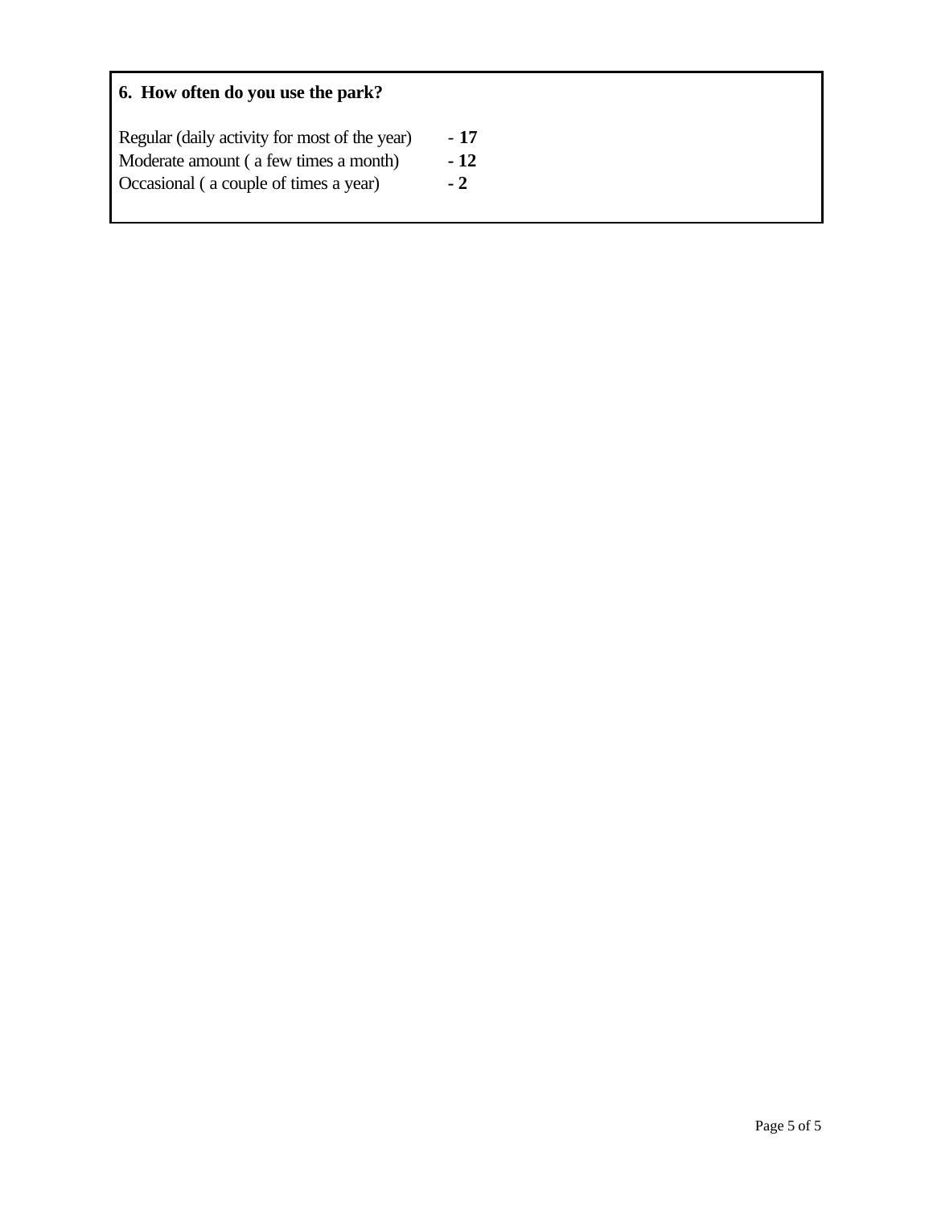**6. How often do you use the park?**

Regular (daily activity for most of the year) - **17**
Moderate amount ( a few times a month) **- 12**
Occasional ( a couple of times a year) **- 2**